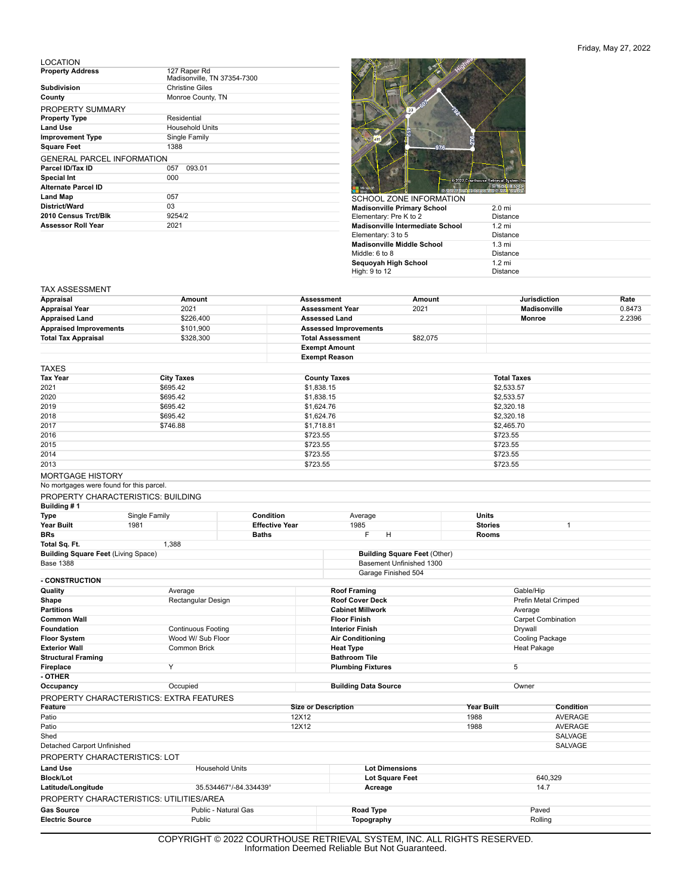Friday, May 27, 2022

## LOCATION

| | |
|---|---|
| **Property Address** | 127 Raper Rd<br>Madisonville, TN 37354-7300 |
| **Subdivision** | Christine Giles |
| **County** | Monroe County, TN |

## PROPERTY SUMMARY

| | |
|---|---|
| **Property Type** | Residential |
| **Land Use** | Household Units |
| **Improvement Type** | Single Family |
| **Square Feet** | 1388 |

## GENERAL PARCEL INFORMATION

| | |
|---|---|
| **Parcel ID/Tax ID** | 057 093.01 |
| **Special Int** | 000 |
| **Alternate Parcel ID** | |
| **Land Map** | 057 |
| **District/Ward** | 03 |
| **2010 Census Trct/Blk** | 9254/2 |
| **Assessor Roll Year** | 2021 |

## SCHOOL ZONE INFORMATION

| | |
|---|---|
| **Madisonville Primary School**<br>Elementary: Pre K to 2 | 2.0 mi<br>Distance |
| **Madisonville Intermediate School**<br>Elementary: 3 to 5 | 1.2 mi<br>Distance |
| **Madisonville Middle School**<br>Middle: 6 to 8 | 1.3 mi<br>Distance |
| **Sequoyah High School**<br>High: 9 to 12 | 1.2 mi<br>Distance |

## TAX ASSESSMENT

| Appraisal | Amount | Assessment | Amount | Jurisdiction | Rate |
|---|---|---|---|---|---|
| **Appraisal Year** | 2021 | **Assessment Year** | 2021 | **Madisonville** | 0.8473 |
| **Appraised Land** | $226,400 | **Assessed Land** | | **Monroe** | 2.2396 |
| **Appraised Improvements** | $101,900 | **Assessed Improvements** | | | |
| **Total Tax Appraisal** | $328,300 | **Total Assessment** | $82,075 | | |
| | | **Exempt Amount** | | | |
| | | **Exempt Reason** | | | |

## TAXES

| Tax Year | City Taxes | County Taxes | Total Taxes |
|---|---|---|---|
| 2021 | $695.42 | $1,838.15 | $2,533.57 |
| 2020 | $695.42 | $1,838.15 | $2,533.57 |
| 2019 | $695.42 | $1,624.76 | $2,320.18 |
| 2018 | $695.42 | $1,624.76 | $2,320.18 |
| 2017 | $746.88 | $1,718.81 | $2,465.70 |
| 2016 | | $723.55 | $723.55 |
| 2015 | | $723.55 | $723.55 |
| 2014 | | $723.55 | $723.55 |
| 2013 | | $723.55 | $723.55 |

## MORTGAGE HISTORY

No mortgages were found for this parcel.

## PROPERTY CHARACTERISTICS: BUILDING

**Building # 1**

| | | | | | |
|---|---|---|---|---|---|
| **Type** | Single Family | **Condition** | Average | **Units** | |
| **Year Built** | 1981 | **Effective Year** | 1985 | **Stories** | 1 |
| **BRs** | | **Baths** | F H | **Rooms** | |
| **Total Sq. Ft.** | 1,388 | | | | |

| Building Square Feet (Living Space) | Building Square Feet (Other) |
|---|---|
| Base 1388 | Basement Unfinished 1300 |
| | Garage Finished 504 |

**- CONSTRUCTION**

| | | | |
|---|---|---|---|
| **Quality** | Average | **Roof Framing** | Gable/Hip |
| **Shape** | Rectangular Design | **Roof Cover Deck** | Prefin Metal Crimped |
| **Partitions** | | **Cabinet Millwork** | Average |
| **Common Wall** | | **Floor Finish** | Carpet Combination |
| **Foundation** | Continuous Footing | **Interior Finish** | Drywall |
| **Floor System** | Wood W/ Sub Floor | **Air Conditioning** | Cooling Package |
| **Exterior Wall** | Common Brick | **Heat Type** | Heat Pakage |
| **Structural Framing** | | **Bathroom Tile** | |
| **Fireplace** | Y | **Plumbing Fixtures** | 5 |

**- OTHER**

| | | | |
|---|---|---|---|
| **Occupancy** | Occupied | **Building Data Source** | Owner |

## PROPERTY CHARACTERISTICS: EXTRA FEATURES

| Feature | Size or Description | Year Built | Condition |
|---|---|---|---|
| Patio | 12X12 | 1988 | AVERAGE |
| Patio | 12X12 | 1988 | AVERAGE |
| Shed | | | SALVAGE |
| Detached Carport Unfinished | | | SALVAGE |

## PROPERTY CHARACTERISTICS: LOT

| | | | |
|---|---|---|---|
| **Land Use** | Household Units | **Lot Dimensions** | |
| **Block/Lot** | | **Lot Square Feet** | 640,329 |
| **Latitude/Longitude** | 35.534467°/-84.334439° | **Acreage** | 14.7 |

## PROPERTY CHARACTERISTICS: UTILITIES/AREA

| | | | |
|---|---|---|---|
| **Gas Source** | Public - Natural Gas | **Road Type** | Paved |
| **Electric Source** | Public | **Topography** | Rolling |

COPYRIGHT © 2022 COURTHOUSE RETRIEVAL SYSTEM, INC. ALL RIGHTS RESERVED.
Information Deemed Reliable But Not Guaranteed.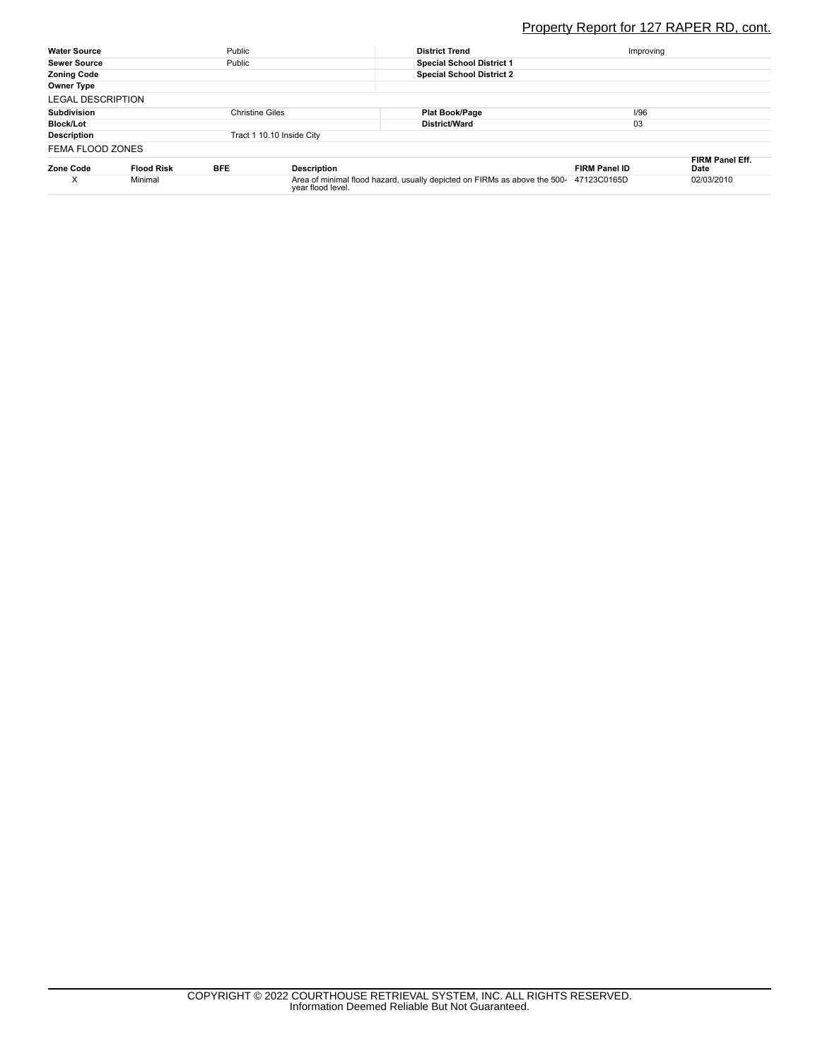| | | | |
|---|---|---|---|
| **Water Source** | Public | **District Trend** | Improving |
| **Sewer Source** | Public | **Special School District 1** | |
| **Zoning Code** | | **Special School District 2** | |
| **Owner Type** | | | |

LEGAL DESCRIPTION

| | | | |
|---|---|---|---|
| **Subdivision** | Christine Giles | **Plat Book/Page** | I/96 |
| **Block/Lot** | | **District/Ward** | 03 |
| **Description** | Tract 1 10.10 Inside City | | |

FEMA FLOOD ZONES

| Zone Code | Flood Risk | BFE | Description | FIRM Panel ID | FIRM Panel Eff. Date |
|---|---|---|---|---|---|
| X | Minimal | | Area of minimal flood hazard, usually depicted on FIRMs as above the 500-year flood level. | 47123C0165D | 02/03/2010 |

COPYRIGHT © 2022 COURTHOUSE RETRIEVAL SYSTEM, INC. ALL RIGHTS RESERVED.
Information Deemed Reliable But Not Guaranteed.